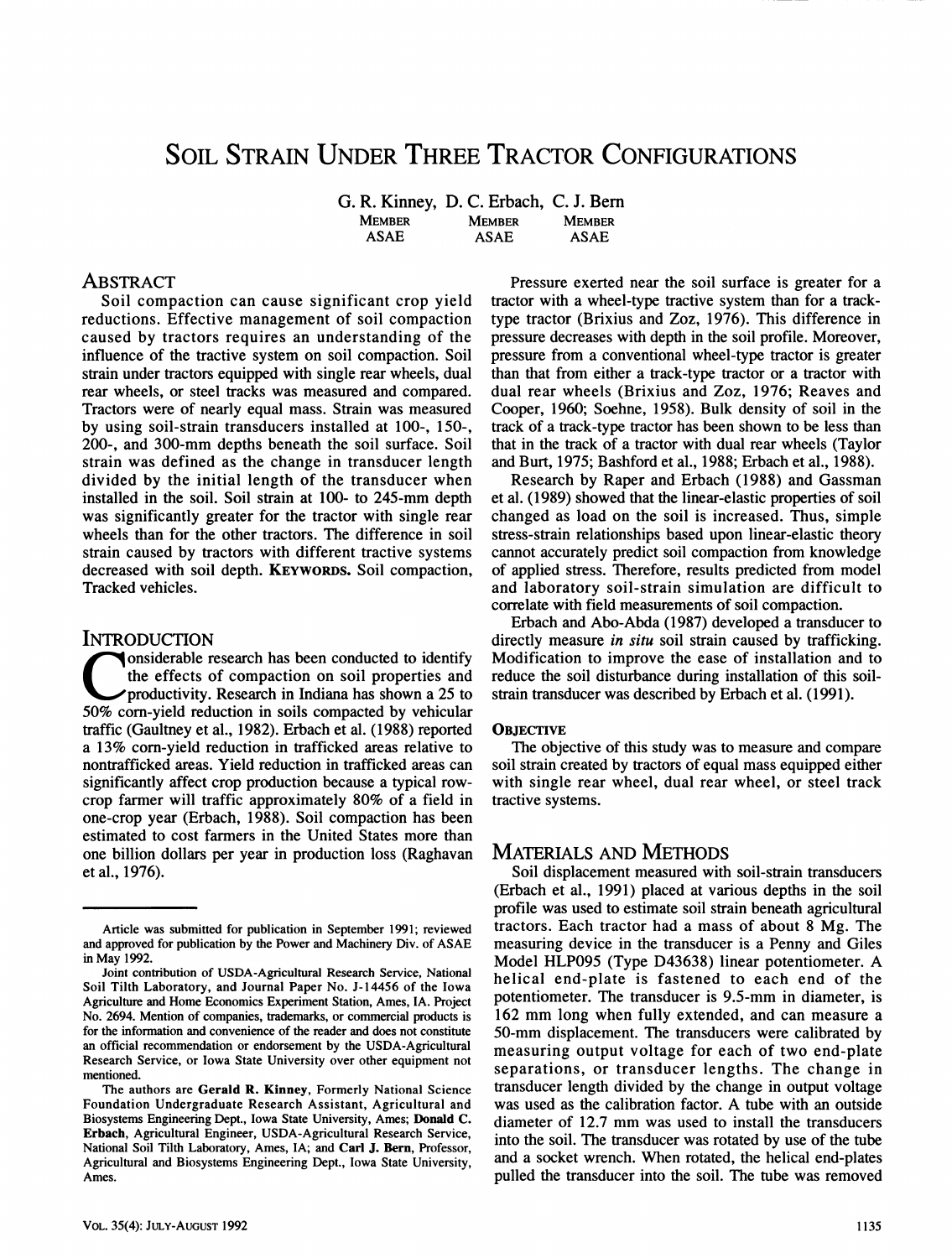# Soil Strain Under Three Tractor Configurations

G. R. Kinney, D. C. Erbach, C. J. Bern
MEMBER ASAE MEMBER ASAE MEMBER ASAE

## Abstract

Soil compaction can cause significant crop yield reductions. Effective management of soil compaction caused by tractors requires an understanding of the influence of the tractive system on soil compaction. Soil strain under tractors equipped with single rear wheels, dual rear wheels, or steel tracks was measured and compared. Tractors were of nearly equal mass. Strain was measured by using soil-strain transducers installed at 100-, 150-, 200-, and 300-mm depths beneath the soil surface. Soil strain was defined as the change in transducer length divided by the initial length of the transducer when installed in the soil. Soil strain at 100- to 245-mm depth was significantly greater for the tractor with single rear wheels than for the other tractors. The difference in soil strain caused by tractors with different tractive systems decreased with soil depth. **Keywords.** Soil compaction, Tracked vehicles.

## Introduction

Considerable research has been conducted to identify the effects of compaction on soil properties and productivity. Research in Indiana has shown a 25 to 50% corn-yield reduction in soils compacted by vehicular traffic (Gaultney et al., 1982). Erbach et al. (1988) reported a 13% corn-yield reduction in trafficked areas relative to nontrafficked areas. Yield reduction in trafficked areas can significantly affect crop production because a typical row-crop farmer will traffic approximately 80% of a field in one-crop year (Erbach, 1988). Soil compaction has been estimated to cost farmers in the United States more than one billion dollars per year in production loss (Raghavan et al., 1976).

Pressure exerted near the soil surface is greater for a tractor with a wheel-type tractive system than for a track-type tractor (Brixius and Zoz, 1976). This difference in pressure decreases with depth in the soil profile. Moreover, pressure from a conventional wheel-type tractor is greater than that from either a track-type tractor or a tractor with dual rear wheels (Brixius and Zoz, 1976; Reaves and Cooper, 1960; Soehne, 1958). Bulk density of soil in the track of a track-type tractor has been shown to be less than that in the track of a tractor with dual rear wheels (Taylor and Burt, 1975; Bashford et al., 1988; Erbach et al., 1988).

Research by Raper and Erbach (1988) and Gassman et al. (1989) showed that the linear-elastic properties of soil changed as load on the soil is increased. Thus, simple stress-strain relationships based upon linear-elastic theory cannot accurately predict soil compaction from knowledge of applied stress. Therefore, results predicted from model and laboratory soil-strain simulation are difficult to correlate with field measurements of soil compaction.

Erbach and Abo-Abda (1987) developed a transducer to directly measure *in situ* soil strain caused by trafficking. Modification to improve the ease of installation and to reduce the soil disturbance during installation of this soil-strain transducer was described by Erbach et al. (1991).

### Objective

The objective of this study was to measure and compare soil strain created by tractors of equal mass equipped either with single rear wheel, dual rear wheel, or steel track tractive systems.

## Materials and Methods

Soil displacement measured with soil-strain transducers (Erbach et al., 1991) placed at various depths in the soil profile was used to estimate soil strain beneath agricultural tractors. Each tractor had a mass of about 8 Mg. The measuring device in the transducer is a Penny and Giles Model HLP095 (Type D43638) linear potentiometer. A helical end-plate is fastened to each end of the potentiometer. The transducer is 9.5-mm in diameter, is 162 mm long when fully extended, and can measure a 50-mm displacement. The transducers were calibrated by measuring output voltage for each of two end-plate separations, or transducer lengths. The change in transducer length divided by the change in output voltage was used as the calibration factor. A tube with an outside diameter of 12.7 mm was used to install the transducers into the soil. The transducer was rotated by use of the tube and a socket wrench. When rotated, the helical end-plates pulled the transducer into the soil. The tube was removed

---

Article was submitted for publication in September 1991; reviewed and approved for publication by the Power and Machinery Div. of ASAE in May 1992.

Joint contribution of USDA-Agricultural Research Service, National Soil Tilth Laboratory, and Journal Paper No. J-14456 of the Iowa Agriculture and Home Economics Experiment Station, Ames, IA. Project No. 2694. Mention of companies, trademarks, or commercial products is for the information and convenience of the reader and does not constitute an official recommendation or endorsement by the USDA-Agricultural Research Service, or Iowa State University over other equipment not mentioned.

The authors are **Gerald R. Kinney**, Formerly National Science Foundation Undergraduate Research Assistant, Agricultural and Biosystems Engineering Dept., Iowa State University, Ames; **Donald C. Erbach**, Agricultural Engineer, USDA-Agricultural Research Service, National Soil Tilth Laboratory, Ames, IA; and **Carl J. Bern**, Professor, Agricultural and Biosystems Engineering Dept., Iowa State University, Ames.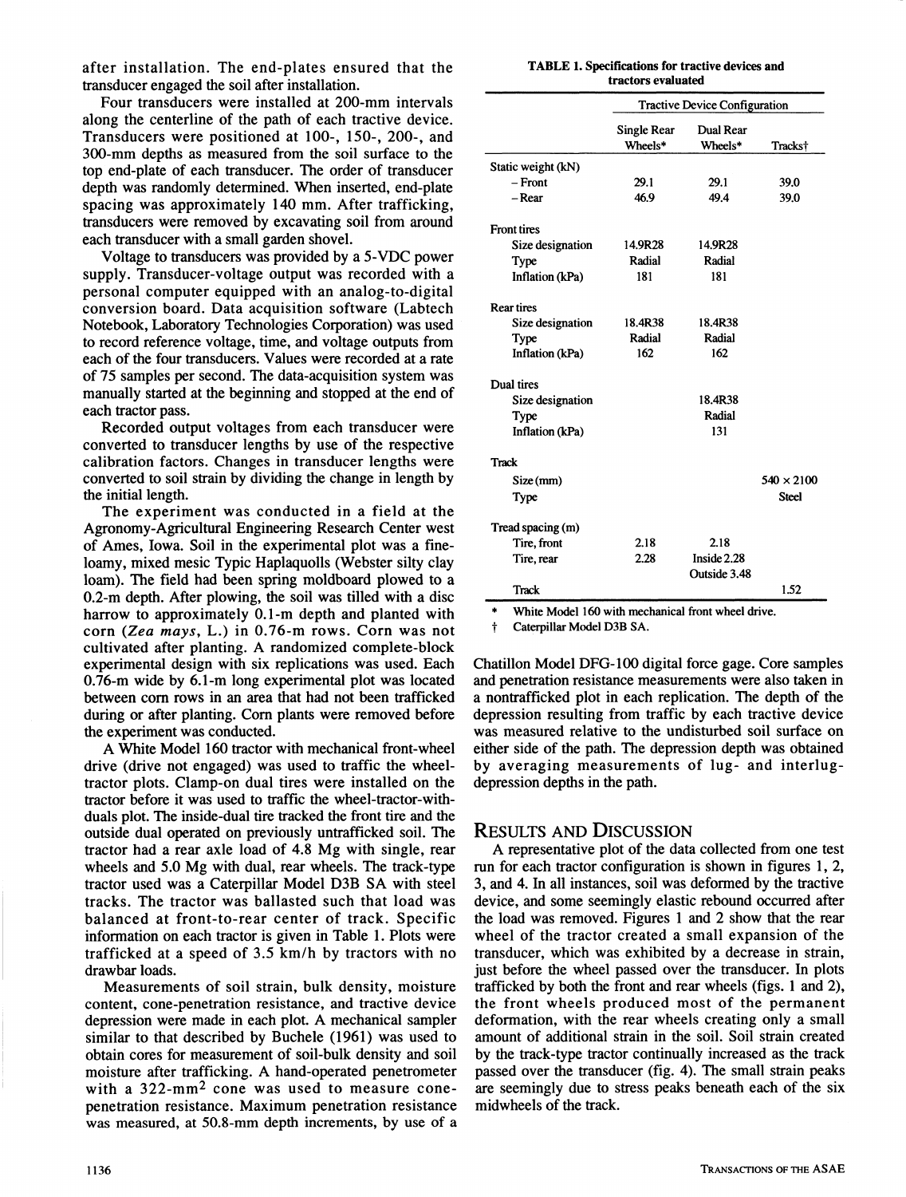after installation. The end-plates ensured that the transducer engaged the soil after installation.

Four transducers were installed at 200-mm intervals along the centerline of the path of each tractive device. Transducers were positioned at 100-, 150-, 200-, and 300-mm depths as measured from the soil surface to the top end-plate of each transducer. The order of transducer depth was randomly determined. When inserted, end-plate spacing was approximately 140 mm. After trafficking, transducers were removed by excavating soil from around each transducer with a small garden shovel.

Voltage to transducers was provided by a 5-VDC power supply. Transducer-voltage output was recorded with a personal computer equipped with an analog-to-digital conversion board. Data acquisition software (Labtech Notebook, Laboratory Technologies Corporation) was used to record reference voltage, time, and voltage outputs from each of the four transducers. Values were recorded at a rate of 75 samples per second. The data-acquisition system was manually started at the beginning and stopped at the end of each tractor pass.

Recorded output voltages from each transducer were converted to transducer lengths by use of the respective calibration factors. Changes in transducer lengths were converted to soil strain by dividing the change in length by the initial length.

The experiment was conducted in a field at the Agronomy-Agricultural Engineering Research Center west of Ames, Iowa. Soil in the experimental plot was a fine-loamy, mixed mesic Typic Haplaquolls (Webster silty clay loam). The field had been spring moldboard plowed to a 0.2-m depth. After plowing, the soil was tilled with a disc harrow to approximately 0.1-m depth and planted with corn (*Zea mays*, L.) in 0.76-m rows. Corn was not cultivated after planting. A randomized complete-block experimental design with six replications was used. Each 0.76-m wide by 6.1-m long experimental plot was located between corn rows in an area that had not been trafficked during or after planting. Corn plants were removed before the experiment was conducted.

A White Model 160 tractor with mechanical front-wheel drive (drive not engaged) was used to traffic the wheel-tractor plots. Clamp-on dual tires were installed on the tractor before it was used to traffic the wheel-tractor-with-duals plot. The inside-dual tire tracked the front tire and the outside dual operated on previously untrafficked soil. The tractor had a rear axle load of 4.8 Mg with single, rear wheels and 5.0 Mg with dual, rear wheels. The track-type tractor used was a Caterpillar Model D3B SA with steel tracks. The tractor was ballasted such that load was balanced at front-to-rear center of track. Specific information on each tractor is given in Table 1. Plots were trafficked at a speed of 3.5 km/h by tractors with no drawbar loads.

Measurements of soil strain, bulk density, moisture content, cone-penetration resistance, and tractive device depression were made in each plot. A mechanical sampler similar to that described by Buchele (1961) was used to obtain cores for measurement of soil-bulk density and soil moisture after trafficking. A hand-operated penetrometer with a 322-mm$^2$ cone was used to measure cone-penetration resistance. Maximum penetration resistance was measured, at 50.8-mm depth increments, by use of a Chatillon Model DFG-100 digital force gage. Core samples and penetration resistance measurements were also taken in a nontrafficked plot in each replication. The depth of the depression resulting from traffic by each tractive device was measured relative to the undisturbed soil surface on either side of the path. The depression depth was obtained by averaging measurements of lug- and interlug-depression depths in the path.

**TABLE 1. Specifications for tractive devices and tractors evaluated**

| | Tractive Device Configuration | | |
|---|---|---|---|
| | Single Rear Wheels* | Dual Rear Wheels* | Tracks† |
| Static weight (kN) | | | |
| – Front | 29.1 | 29.1 | 39.0 |
| – Rear | 46.9 | 49.4 | 39.0 |
| Front tires | | | |
| Size designation | 14.9R28 | 14.9R28 | |
| Type | Radial | Radial | |
| Inflation (kPa) | 181 | 181 | |
| Rear tires | | | |
| Size designation | 18.4R38 | 18.4R38 | |
| Type | Radial | Radial | |
| Inflation (kPa) | 162 | 162 | |
| Dual tires | | | |
| Size designation | | 18.4R38 | |
| Type | | Radial | |
| Inflation (kPa) | | 131 | |
| Track | | | |
| Size (mm) | | | 540 × 2100 |
| Type | | | Steel |
| Tread spacing (m) | | | |
| Tire, front | 2.18 | 2.18 | |
| Tire, rear | 2.28 | Inside 2.28 Outside 3.48 | |
| Track | | | 1.52 |

\* White Model 160 with mechanical front wheel drive.

† Caterpillar Model D3B SA.

## Results and Discussion

A representative plot of the data collected from one test run for each tractor configuration is shown in figures 1, 2, 3, and 4. In all instances, soil was deformed by the tractive device, and some seemingly elastic rebound occurred after the load was removed. Figures 1 and 2 show that the rear wheel of the tractor created a small expansion of the transducer, which was exhibited by a decrease in strain, just before the wheel passed over the transducer. In plots trafficked by both the front and rear wheels (figs. 1 and 2), the front wheels produced most of the permanent deformation, with the rear wheels creating only a small amount of additional strain in the soil. Soil strain created by the track-type tractor continually increased as the track passed over the transducer (fig. 4). The small strain peaks are seemingly due to stress peaks beneath each of the six midwheels of the track.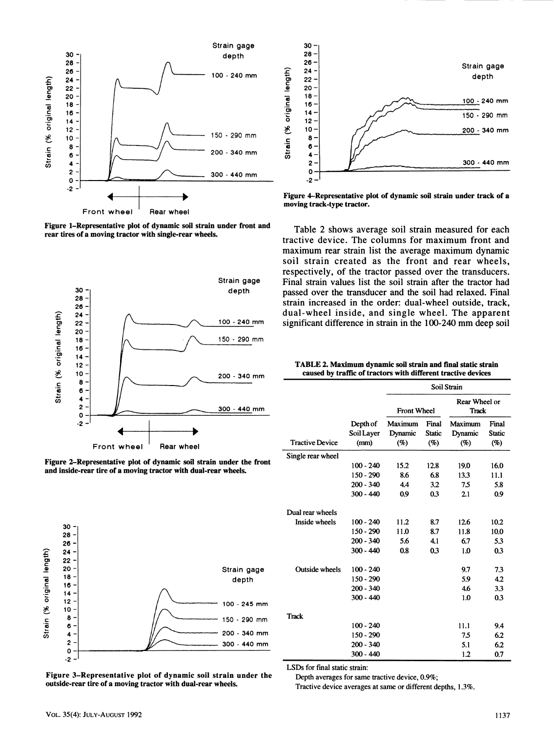Figure 1–Representative plot of dynamic soil strain under front and rear tires of a moving tractor with single-rear wheels.

Figure 2–Representative plot of dynamic soil strain under the front and inside-rear tire of a moving tractor with dual-rear wheels.

Figure 3–Representative plot of dynamic soil strain under the outside-rear tire of a moving tractor with dual-rear wheels.

Figure 4–Representative plot of dynamic soil strain under track of a moving track-type tractor.

Table 2 shows average soil strain measured for each tractive device. The columns for maximum front and maximum rear strain list the average maximum dynamic soil strain created as the front and rear wheels, respectively, of the tractor passed over the transducers. Final strain values list the soil strain after the tractor had passed over the transducer and the soil had relaxed. Final strain increased in the order: dual-wheel outside, track, dual-wheel inside, and single wheel. The apparent significant difference in strain in the 100-240 mm deep soil

**TABLE 2. Maximum dynamic soil strain and final static strain caused by traffic of tractors with different tractive devices**

| | | Soil Strain | | | |
|---|---|---|---|---|---|
| | | Front Wheel | | Rear Wheel or Track | |
| Tractive Device | Depth of Soil Layer (mm) | Maximum Dynamic (%) | Final Static (%) | Maximum Dynamic (%) | Final Static (%) |
| Single rear wheel | | | | | |
| | 100 - 240 | 15.2 | 12.8 | 19.0 | 16.0 |
| | 150 - 290 | 8.6 | 6.8 | 13.3 | 11.1 |
| | 200 - 340 | 4.4 | 3.2 | 7.5 | 5.8 |
| | 300 - 440 | 0.9 | 0.3 | 2.1 | 0.9 |
| Dual rear wheels | | | | | |
| Inside wheels | 100 - 240 | 11.2 | 8.7 | 12.6 | 10.2 |
| | 150 - 290 | 11.0 | 8.7 | 11.8 | 10.0 |
| | 200 - 340 | 5.6 | 4.1 | 6.7 | 5.3 |
| | 300 - 440 | 0.8 | 0.3 | 1.0 | 0.3 |
| Outside wheels | 100 - 240 | | | 9.7 | 7.3 |
| | 150 - 290 | | | 5.9 | 4.2 |
| | 200 - 340 | | | 4.6 | 3.3 |
| | 300 - 440 | | | 1.0 | 0.3 |
| Track | | | | | |
| | 100 - 240 | | | 11.1 | 9.4 |
| | 150 - 290 | | | 7.5 | 6.2 |
| | 200 - 340 | | | 5.1 | 6.2 |
| | 300 - 440 | | | 1.2 | 0.7 |

LSDs for final static strain:
Depth averages for same tractive device, 0.9%;
Tractive device averages at same or different depths, 1.3%.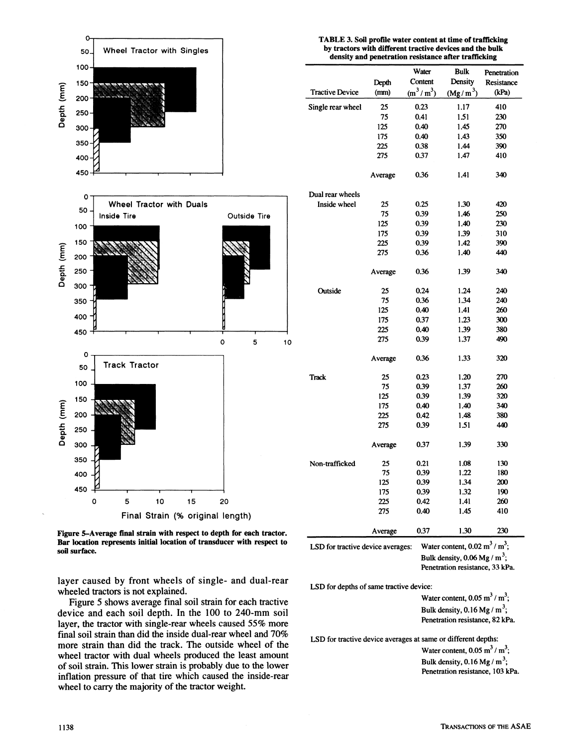Figure 5–Average final strain with respect to depth for each tractor. Bar location represents initial location of transducer with respect to soil surface.

layer caused by front wheels of single- and dual-rear wheeled tractors is not explained.

Figure 5 shows average final soil strain for each tractive device and each soil depth. In the 100 to 240-mm soil layer, the tractor with single-rear wheels caused 55% more final soil strain than did the inside dual-rear wheel and 70% more strain than did the track. The outside wheel of the wheel tractor with dual wheels produced the least amount of soil strain. This lower strain is probably due to the lower inflation pressure of that tire which caused the inside-rear wheel to carry the majority of the tractor weight.

**TABLE 3. Soil profile water content at time of trafficking by tractors with different tractive devices and the bulk density and penetration resistance after trafficking**

| Tractive Device | Depth (mm) | Water Content ($m^3/m^3$) | Bulk Density ($Mg/m^3$) | Penetration Resistance (kPa) |
|---|---|---|---|---|
| Single rear wheel | 25 | 0.23 | 1.17 | 410 |
| | 75 | 0.41 | 1.51 | 230 |
| | 125 | 0.40 | 1.45 | 270 |
| | 175 | 0.40 | 1.43 | 350 |
| | 225 | 0.38 | 1.44 | 390 |
| | 275 | 0.37 | 1.47 | 410 |
| | Average | 0.36 | 1.41 | 340 |
| Dual rear wheels | | | | |
| Inside wheel | 25 | 0.25 | 1.30 | 420 |
| | 75 | 0.39 | 1.46 | 250 |
| | 125 | 0.39 | 1.40 | 230 |
| | 175 | 0.39 | 1.39 | 310 |
| | 225 | 0.39 | 1.42 | 390 |
| | 275 | 0.36 | 1.40 | 440 |
| | Average | 0.36 | 1.39 | 340 |
| Outside | 25 | 0.24 | 1.24 | 240 |
| | 75 | 0.36 | 1.34 | 240 |
| | 125 | 0.40 | 1.41 | 260 |
| | 175 | 0.37 | 1.23 | 300 |
| | 225 | 0.40 | 1.39 | 380 |
| | 275 | 0.39 | 1.37 | 490 |
| | Average | 0.36 | 1.33 | 320 |
| Track | 25 | 0.23 | 1.20 | 270 |
| | 75 | 0.39 | 1.37 | 260 |
| | 125 | 0.39 | 1.39 | 320 |
| | 175 | 0.40 | 1.40 | 340 |
| | 225 | 0.42 | 1.48 | 380 |
| | 275 | 0.39 | 1.51 | 440 |
| | Average | 0.37 | 1.39 | 330 |
| Non-trafficked | 25 | 0.21 | 1.08 | 130 |
| | 75 | 0.39 | 1.22 | 180 |
| | 125 | 0.39 | 1.34 | 200 |
| | 175 | 0.39 | 1.32 | 190 |
| | 225 | 0.42 | 1.41 | 260 |
| | 275 | 0.40 | 1.45 | 410 |
| | Average | 0.37 | 1.30 | 230 |

LSD for tractive device averages: Water content, 0.02 $m^3/m^3$; Bulk density, 0.06 $Mg/m^3$; Penetration resistance, 33 kPa.

LSD for depths of same tractive device: Water content, 0.05 $m^3/m^3$; Bulk density, 0.16 $Mg/m^3$; Penetration resistance, 82 kPa.

LSD for tractive device averages at same or different depths: Water content, 0.05 $m^3/m^3$; Bulk density, 0.16 $Mg/m^3$; Penetration resistance, 103 kPa.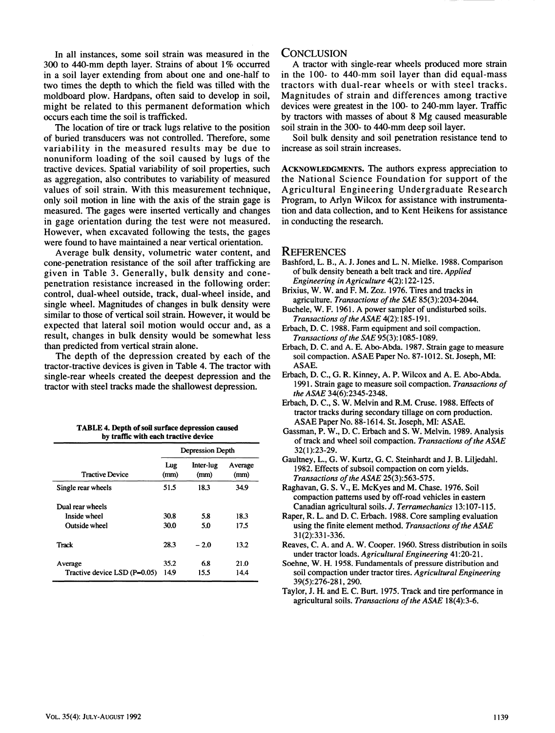In all instances, some soil strain was measured in the 300 to 440-mm depth layer. Strains of about 1% occurred in a soil layer extending from about one and one-half to two times the depth to which the field was tilled with the moldboard plow. Hardpans, often said to develop in soil, might be related to this permanent deformation which occurs each time the soil is trafficked.

The location of tire or track lugs relative to the position of buried transducers was not controlled. Therefore, some variability in the measured results may be due to nonuniform loading of the soil caused by lugs of the tractive devices. Spatial variability of soil properties, such as aggregation, also contributes to variability of measured values of soil strain. With this measurement technique, only soil motion in line with the axis of the strain gage is measured. The gages were inserted vertically and changes in gage orientation during the test were not measured. However, when excavated following the tests, the gages were found to have maintained a near vertical orientation.

Average bulk density, volumetric water content, and cone-penetration resistance of the soil after trafficking are given in Table 3. Generally, bulk density and cone-penetration resistance increased in the following order: control, dual-wheel outside, track, dual-wheel inside, and single wheel. Magnitudes of changes in bulk density were similar to those of vertical soil strain. However, it would be expected that lateral soil motion would occur and, as a result, changes in bulk density would be somewhat less than predicted from vertical strain alone.

The depth of the depression created by each of the tractor-tractive devices is given in Table 4. The tractor with single-rear wheels created the deepest depression and the tractor with steel tracks made the shallowest depression.

**TABLE 4. Depth of soil surface depression caused by traffic with each tractive device**

| | Depression Depth | | |
|---|---|---|---|
| Tractive Device | Lug (mm) | Inter-lug (mm) | Average (mm) |
| Single rear wheels | 51.5 | 18.3 | 34.9 |
| Dual rear wheels | | | |
| Inside wheel | 30.8 | 5.8 | 18.3 |
| Outside wheel | 30.0 | 5.0 | 17.5 |
| Track | 28.3 | − 2.0 | 13.2 |
| Average | 35.2 | 6.8 | 21.0 |
| Tractive device LSD (P=0.05) | 14.9 | 15.5 | 14.4 |

## Conclusion

A tractor with single-rear wheels produced more strain in the 100- to 440-mm soil layer than did equal-mass tractors with dual-rear wheels or with steel tracks. Magnitudes of strain and differences among tractive devices were greatest in the 100- to 240-mm layer. Traffic by tractors with masses of about 8 Mg caused measurable soil strain in the 300- to 440-mm deep soil layer.

Soil bulk density and soil penetration resistance tend to increase as soil strain increases.

**Acknowledgments.** The authors express appreciation to the National Science Foundation for support of the Agricultural Engineering Undergraduate Research Program, to Arlyn Wilcox for assistance with instrumentation and data collection, and to Kent Heikens for assistance in conducting the research.

## References

Bashford, L. B., A. J. Jones and L. N. Mielke. 1988. Comparison of bulk density beneath a belt track and tire. *Applied Engineering in Agriculture* 4(2):122-125.

Brixius, W. W. and F. M. Zoz. 1976. Tires and tracks in agriculture. *Transactions of the SAE* 85(3):2034-2044.

Buchele, W. F. 1961. A power sampler of undisturbed soils. *Transactions of the ASAE* 4(2):185-191.

Erbach, D. C. 1988. Farm equipment and soil compaction. *Transactions of the SAE* 95(3):1085-1089.

Erbach, D. C. and A. E. Abo-Abda. 1987. Strain gage to measure soil compaction. ASAE Paper No. 87-1012. St. Joseph, MI: ASAE.

Erbach, D. C., G. R. Kinney, A. P. Wilcox and A. E. Abo-Abda. 1991. Strain gage to measure soil compaction. *Transactions of the ASAE* 34(6):2345-2348.

Erbach, D. C., S. W. Melvin and R.M. Cruse. 1988. Effects of tractor tracks during secondary tillage on corn production. ASAE Paper No. 88-1614. St. Joseph, MI: ASAE.

Gassman, P. W., D. C. Erbach and S. W. Melvin. 1989. Analysis of track and wheel soil compaction. *Transactions of the ASAE* 32(1):23-29.

Gaultney, L., G. W. Kurtz, G. C. Steinhardt and J. B. Liljedahl. 1982. Effects of subsoil compaction on corn yields. *Transactions of the ASAE* 25(3):563-575.

Raghavan, G. S. V., E. McKyes and M. Chase. 1976. Soil compaction patterns used by off-road vehicles in eastern Canadian agricultural soils. *J. Terramechanics* 13:107-115.

Raper, R. L. and D. C. Erbach. 1988. Core sampling evaluation using the finite element method. *Transactions of the ASAE* 31(2):331-336.

Reaves, C. A. and A. W. Cooper. 1960. Stress distribution in soils under tractor loads. *Agricultural Engineering* 41:20-21.

Soehne, W. H. 1958. Fundamentals of pressure distribution and soil compaction under tractor tires. *Agricultural Engineering* 39(5):276-281, 290.

Taylor, J. H. and E. C. Burt. 1975. Track and tire performance in agricultural soils. *Transactions of the ASAE* 18(4):3-6.